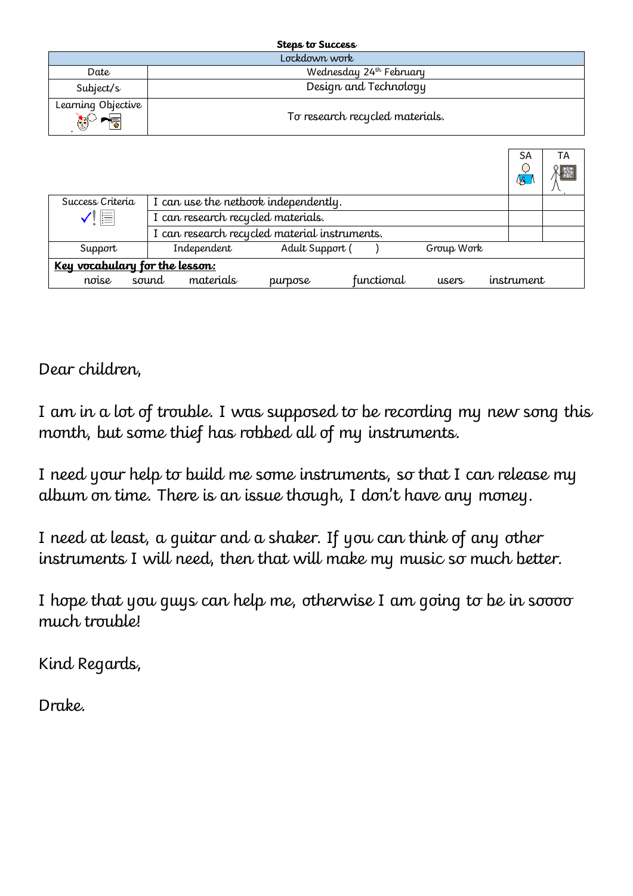**Steps to Success**

| Lockdown work | |
|---|---|
| Date | Wednesday 24th February |
| Subject/s | Design and Technology |
| Learning Objective | To research recycled materials. |

| | | SA | TA |
|---|---|---|---|
| Success Criteria | I can use the netbook independently. | | |
| | I can research recycled materials. | | |
| | I can research recycled material instruments. | | |
| Support | Independent     Adult Support (     )     Group Work | | |

**Key vocabulary for the lesson:**

noise     sound     materials     purpose     functional     users     instrument

Dear children,

I am in a lot of trouble. I was supposed to be recording my new song this month, but some thief has robbed all of my instruments.

I need your help to build me some instruments, so that I can release my album on time. There is an issue though, I don't have any money.

I need at least, a guitar and a shaker. If you can think of any other instruments I will need, then that will make my music so much better.

I hope that you guys can help me, otherwise I am going to be in soooo much trouble!

Kind Regards,

Drake.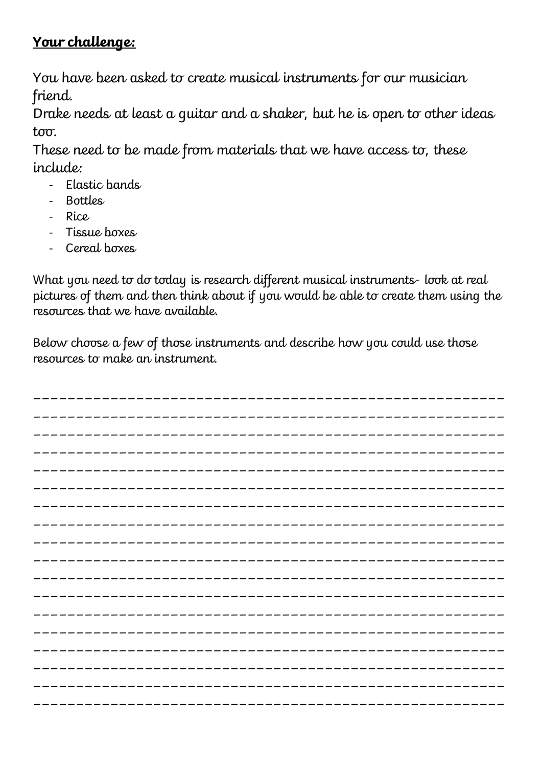**Your challenge:**

You have been asked to create musical instruments for our musician friend.
Drake needs at least a guitar and a shaker, but he is open to other ideas too.
These need to be made from materials that we have access to, these include:

- Elastic bands
- Bottles
- Rice
- Tissue boxes
- Cereal boxes

What you need to do today is research different musical instruments- look at real pictures of them and then think about if you would be able to create them using the resources that we have available.

Below choose a few of those instruments and describe how you could use those resources to make an instrument.

___________________________________________________________
___________________________________________________________
___________________________________________________________
___________________________________________________________
___________________________________________________________
___________________________________________________________
___________________________________________________________
___________________________________________________________
___________________________________________________________
___________________________________________________________
___________________________________________________________
___________________________________________________________
___________________________________________________________
___________________________________________________________
___________________________________________________________
___________________________________________________________
___________________________________________________________
___________________________________________________________